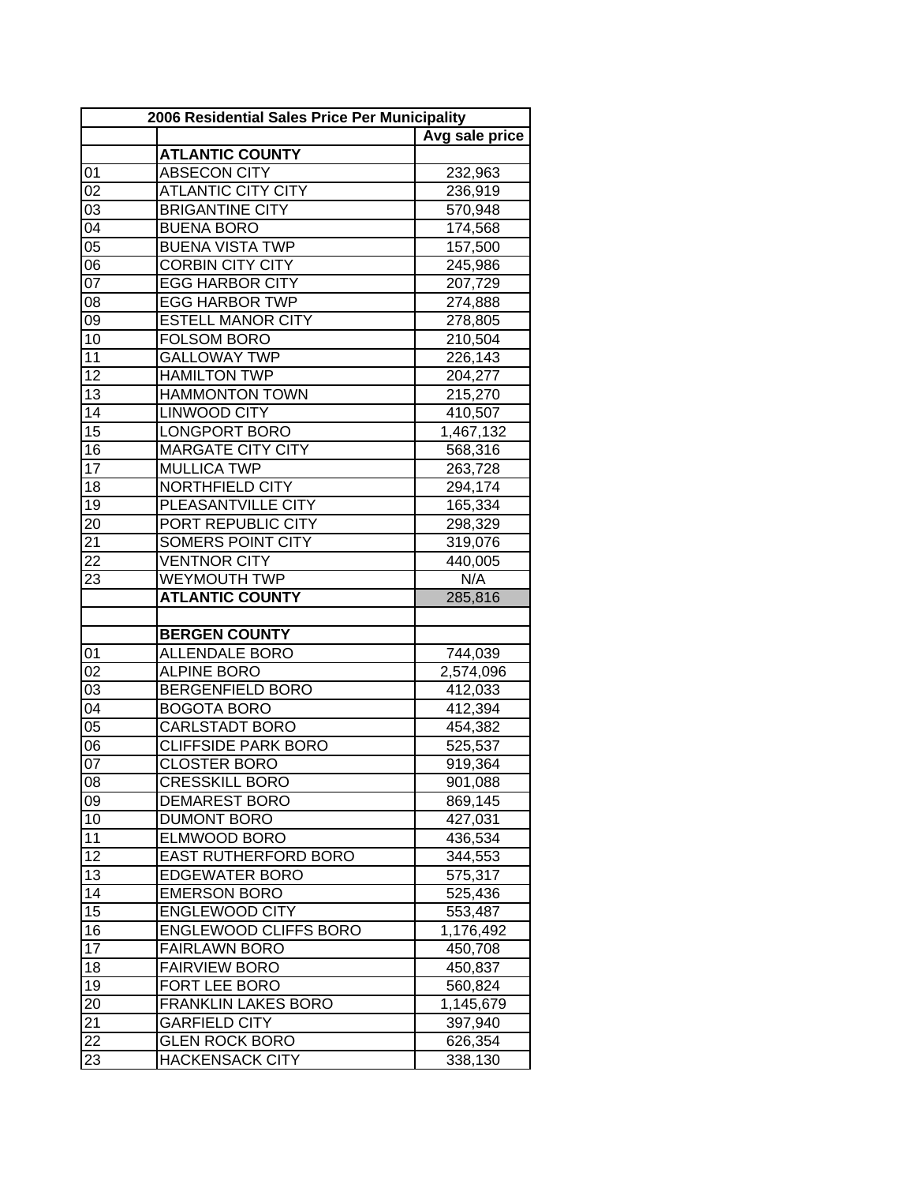| 2006 Residential Sales Price Per Municipality | | |
|---|---|---|
| | | Avg sale price |
| | **ATLANTIC COUNTY** | |
| 01 | ABSECON CITY | 232,963 |
| 02 | ATLANTIC CITY CITY | 236,919 |
| 03 | BRIGANTINE CITY | 570,948 |
| 04 | BUENA BORO | 174,568 |
| 05 | BUENA VISTA TWP | 157,500 |
| 06 | CORBIN CITY CITY | 245,986 |
| 07 | EGG HARBOR CITY | 207,729 |
| 08 | EGG HARBOR TWP | 274,888 |
| 09 | ESTELL MANOR CITY | 278,805 |
| 10 | FOLSOM BORO | 210,504 |
| 11 | GALLOWAY TWP | 226,143 |
| 12 | HAMILTON TWP | 204,277 |
| 13 | HAMMONTON TOWN | 215,270 |
| 14 | LINWOOD CITY | 410,507 |
| 15 | LONGPORT BORO | 1,467,132 |
| 16 | MARGATE CITY CITY | 568,316 |
| 17 | MULLICA TWP | 263,728 |
| 18 | NORTHFIELD CITY | 294,174 |
| 19 | PLEASANTVILLE CITY | 165,334 |
| 20 | PORT REPUBLIC CITY | 298,329 |
| 21 | SOMERS POINT CITY | 319,076 |
| 22 | VENTNOR CITY | 440,005 |
| 23 | WEYMOUTH TWP | N/A |
| | **ATLANTIC COUNTY** | 285,816 |
| | | |
| | **BERGEN COUNTY** | |
| 01 | ALLENDALE BORO | 744,039 |
| 02 | ALPINE BORO | 2,574,096 |
| 03 | BERGENFIELD BORO | 412,033 |
| 04 | BOGOTA BORO | 412,394 |
| 05 | CARLSTADT BORO | 454,382 |
| 06 | CLIFFSIDE PARK BORO | 525,537 |
| 07 | CLOSTER BORO | 919,364 |
| 08 | CRESSKILL BORO | 901,088 |
| 09 | DEMAREST BORO | 869,145 |
| 10 | DUMONT BORO | 427,031 |
| 11 | ELMWOOD BORO | 436,534 |
| 12 | EAST RUTHERFORD BORO | 344,553 |
| 13 | EDGEWATER BORO | 575,317 |
| 14 | EMERSON BORO | 525,436 |
| 15 | ENGLEWOOD CITY | 553,487 |
| 16 | ENGLEWOOD CLIFFS BORO | 1,176,492 |
| 17 | FAIRLAWN BORO | 450,708 |
| 18 | FAIRVIEW BORO | 450,837 |
| 19 | FORT LEE BORO | 560,824 |
| 20 | FRANKLIN LAKES BORO | 1,145,679 |
| 21 | GARFIELD CITY | 397,940 |
| 22 | GLEN ROCK BORO | 626,354 |
| 23 | HACKENSACK CITY | 338,130 |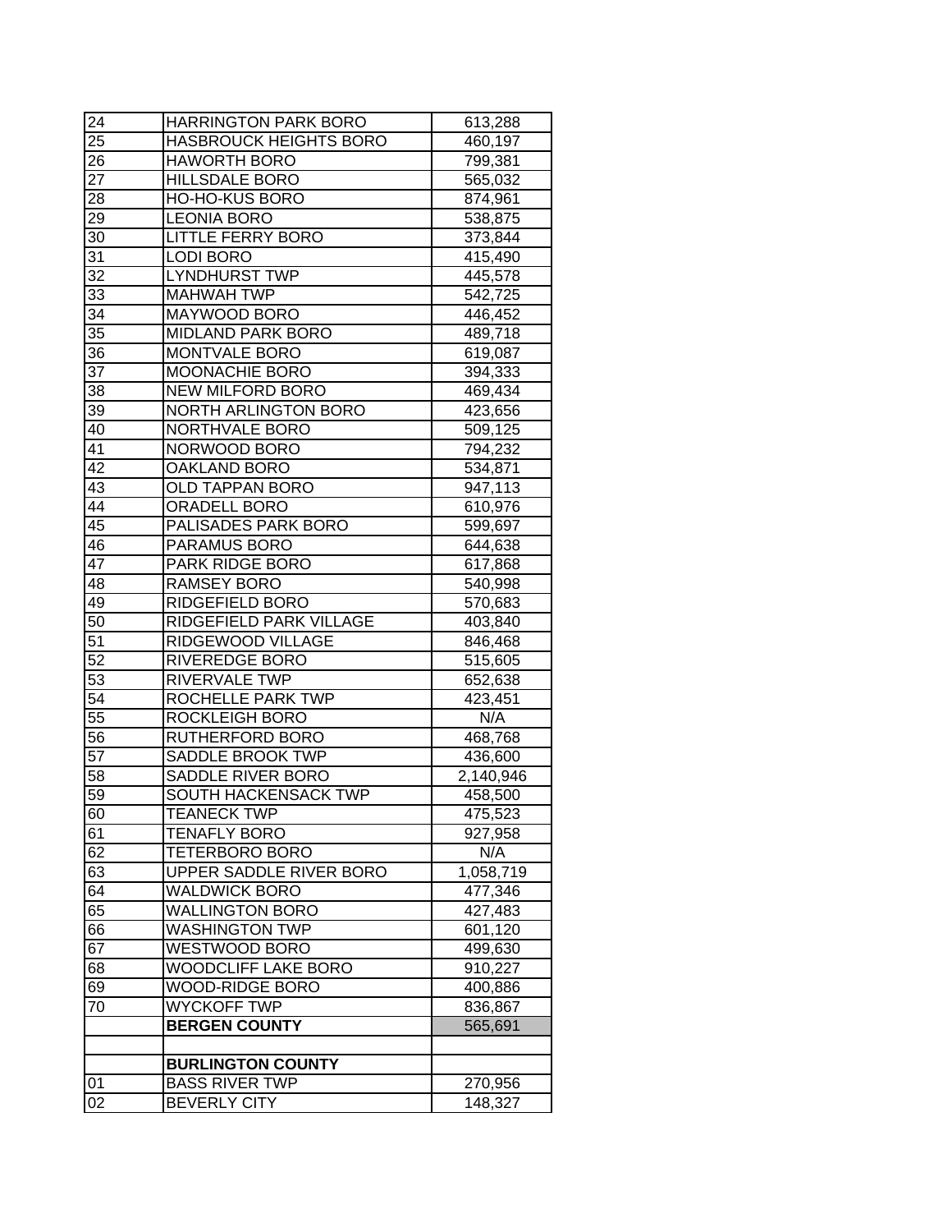| | | |
|---|---|---|
| 24 | HARRINGTON PARK BORO | 613,288 |
| 25 | HASBROUCK HEIGHTS BORO | 460,197 |
| 26 | HAWORTH BORO | 799,381 |
| 27 | HILLSDALE BORO | 565,032 |
| 28 | HO-HO-KUS BORO | 874,961 |
| 29 | LEONIA BORO | 538,875 |
| 30 | LITTLE FERRY BORO | 373,844 |
| 31 | LODI BORO | 415,490 |
| 32 | LYNDHURST TWP | 445,578 |
| 33 | MAHWAH TWP | 542,725 |
| 34 | MAYWOOD BORO | 446,452 |
| 35 | MIDLAND PARK BORO | 489,718 |
| 36 | MONTVALE BORO | 619,087 |
| 37 | MOONACHIE BORO | 394,333 |
| 38 | NEW MILFORD BORO | 469,434 |
| 39 | NORTH ARLINGTON BORO | 423,656 |
| 40 | NORTHVALE BORO | 509,125 |
| 41 | NORWOOD BORO | 794,232 |
| 42 | OAKLAND BORO | 534,871 |
| 43 | OLD TAPPAN BORO | 947,113 |
| 44 | ORADELL BORO | 610,976 |
| 45 | PALISADES PARK BORO | 599,697 |
| 46 | PARAMUS BORO | 644,638 |
| 47 | PARK RIDGE BORO | 617,868 |
| 48 | RAMSEY BORO | 540,998 |
| 49 | RIDGEFIELD BORO | 570,683 |
| 50 | RIDGEFIELD PARK VILLAGE | 403,840 |
| 51 | RIDGEWOOD VILLAGE | 846,468 |
| 52 | RIVEREDGE BORO | 515,605 |
| 53 | RIVERVALE TWP | 652,638 |
| 54 | ROCHELLE PARK TWP | 423,451 |
| 55 | ROCKLEIGH BORO | N/A |
| 56 | RUTHERFORD BORO | 468,768 |
| 57 | SADDLE BROOK TWP | 436,600 |
| 58 | SADDLE RIVER BORO | 2,140,946 |
| 59 | SOUTH HACKENSACK TWP | 458,500 |
| 60 | TEANECK TWP | 475,523 |
| 61 | TENAFLY BORO | 927,958 |
| 62 | TETERBORO BORO | N/A |
| 63 | UPPER SADDLE RIVER BORO | 1,058,719 |
| 64 | WALDWICK BORO | 477,346 |
| 65 | WALLINGTON BORO | 427,483 |
| 66 | WASHINGTON TWP | 601,120 |
| 67 | WESTWOOD BORO | 499,630 |
| 68 | WOODCLIFF LAKE BORO | 910,227 |
| 69 | WOOD-RIDGE BORO | 400,886 |
| 70 | WYCKOFF TWP | 836,867 |
| | **BERGEN COUNTY** | 565,691 |
| | | |
| | **BURLINGTON COUNTY** | |
| 01 | BASS RIVER TWP | 270,956 |
| 02 | BEVERLY CITY | 148,327 |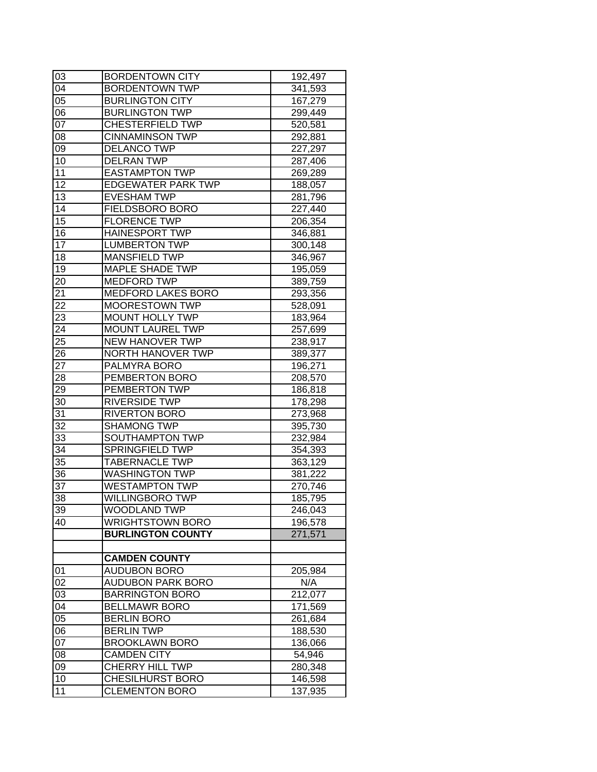| | | |
|---|---|---|
| 03 | BORDENTOWN CITY | 192,497 |
| 04 | BORDENTOWN TWP | 341,593 |
| 05 | BURLINGTON CITY | 167,279 |
| 06 | BURLINGTON TWP | 299,449 |
| 07 | CHESTERFIELD TWP | 520,581 |
| 08 | CINNAMINSON TWP | 292,881 |
| 09 | DELANCO TWP | 227,297 |
| 10 | DELRAN TWP | 287,406 |
| 11 | EASTAMPTON TWP | 269,289 |
| 12 | EDGEWATER PARK TWP | 188,057 |
| 13 | EVESHAM TWP | 281,796 |
| 14 | FIELDSBORO BORO | 227,440 |
| 15 | FLORENCE TWP | 206,354 |
| 16 | HAINESPORT TWP | 346,881 |
| 17 | LUMBERTON TWP | 300,148 |
| 18 | MANSFIELD TWP | 346,967 |
| 19 | MAPLE SHADE TWP | 195,059 |
| 20 | MEDFORD TWP | 389,759 |
| 21 | MEDFORD LAKES BORO | 293,356 |
| 22 | MOORESTOWN TWP | 528,091 |
| 23 | MOUNT HOLLY TWP | 183,964 |
| 24 | MOUNT LAUREL TWP | 257,699 |
| 25 | NEW HANOVER TWP | 238,917 |
| 26 | NORTH HANOVER TWP | 389,377 |
| 27 | PALMYRA BORO | 196,271 |
| 28 | PEMBERTON BORO | 208,570 |
| 29 | PEMBERTON TWP | 186,818 |
| 30 | RIVERSIDE TWP | 178,298 |
| 31 | RIVERTON BORO | 273,968 |
| 32 | SHAMONG TWP | 395,730 |
| 33 | SOUTHAMPTON TWP | 232,984 |
| 34 | SPRINGFIELD TWP | 354,393 |
| 35 | TABERNACLE TWP | 363,129 |
| 36 | WASHINGTON TWP | 381,222 |
| 37 | WESTAMPTON TWP | 270,746 |
| 38 | WILLINGBORO TWP | 185,795 |
| 39 | WOODLAND TWP | 246,043 |
| 40 | WRIGHTSTOWN BORO | 196,578 |
| | **BURLINGTON COUNTY** | 271,571 |
| | | |
| | **CAMDEN COUNTY** | |
| 01 | AUDUBON BORO | 205,984 |
| 02 | AUDUBON PARK BORO | N/A |
| 03 | BARRINGTON BORO | 212,077 |
| 04 | BELLMAWR BORO | 171,569 |
| 05 | BERLIN BORO | 261,684 |
| 06 | BERLIN TWP | 188,530 |
| 07 | BROOKLAWN BORO | 136,066 |
| 08 | CAMDEN CITY | 54,946 |
| 09 | CHERRY HILL TWP | 280,348 |
| 10 | CHESILHURST BORO | 146,598 |
| 11 | CLEMENTON BORO | 137,935 |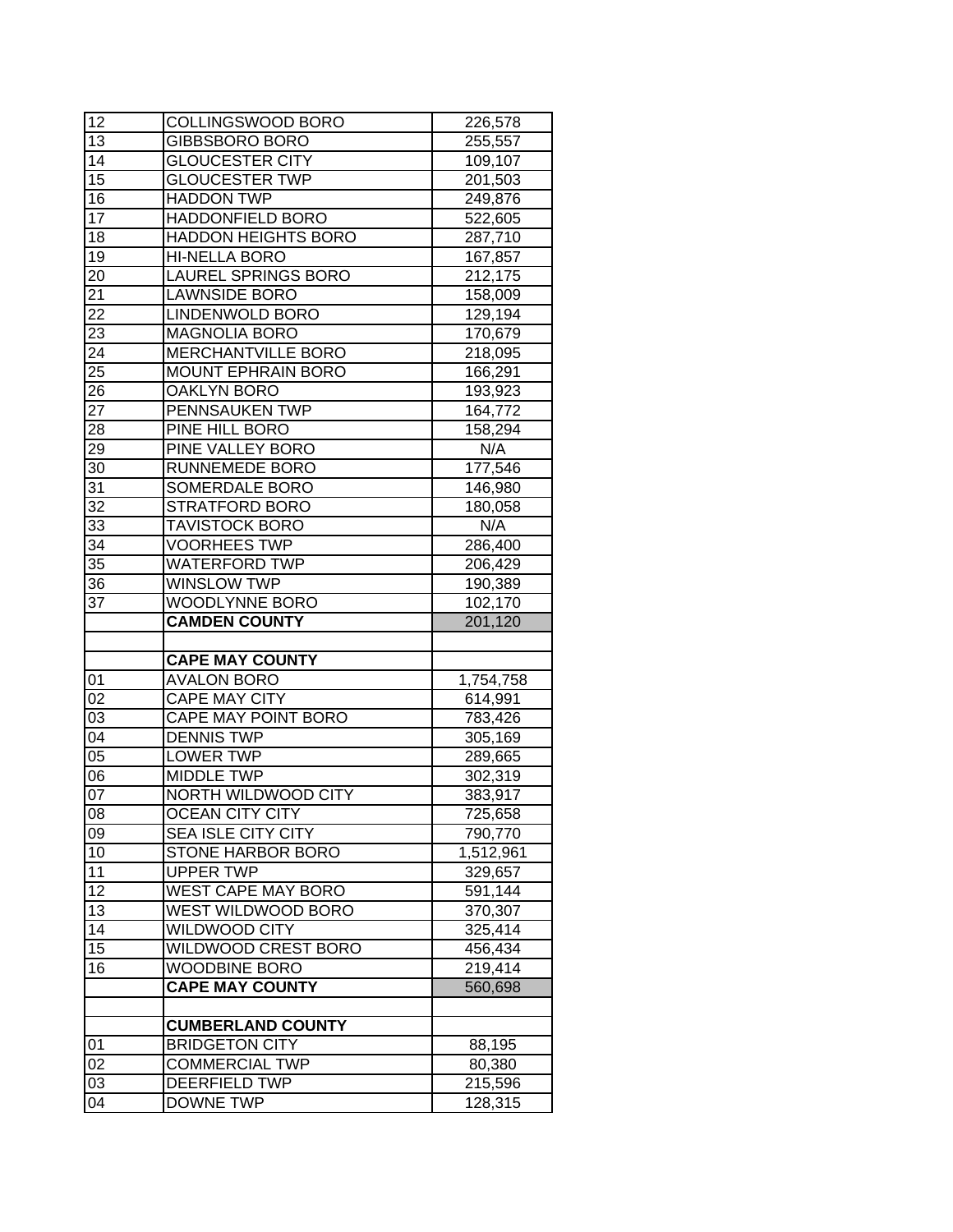| | | |
|---|---|---|
| 12 | COLLINGSWOOD BORO | 226,578 |
| 13 | GIBBSBORO BORO | 255,557 |
| 14 | GLOUCESTER CITY | 109,107 |
| 15 | GLOUCESTER TWP | 201,503 |
| 16 | HADDON TWP | 249,876 |
| 17 | HADDONFIELD BORO | 522,605 |
| 18 | HADDON HEIGHTS BORO | 287,710 |
| 19 | HI-NELLA BORO | 167,857 |
| 20 | LAUREL SPRINGS BORO | 212,175 |
| 21 | LAWNSIDE BORO | 158,009 |
| 22 | LINDENWOLD BORO | 129,194 |
| 23 | MAGNOLIA BORO | 170,679 |
| 24 | MERCHANTVILLE BORO | 218,095 |
| 25 | MOUNT EPHRAIN BORO | 166,291 |
| 26 | OAKLYN BORO | 193,923 |
| 27 | PENNSAUKEN TWP | 164,772 |
| 28 | PINE HILL BORO | 158,294 |
| 29 | PINE VALLEY BORO | N/A |
| 30 | RUNNEMEDE BORO | 177,546 |
| 31 | SOMERDALE BORO | 146,980 |
| 32 | STRATFORD BORO | 180,058 |
| 33 | TAVISTOCK BORO | N/A |
| 34 | VOORHEES TWP | 286,400 |
| 35 | WATERFORD TWP | 206,429 |
| 36 | WINSLOW TWP | 190,389 |
| 37 | WOODLYNNE BORO | 102,170 |
| | **CAMDEN COUNTY** | 201,120 |
| | | |
| | **CAPE MAY COUNTY** | |
| 01 | AVALON BORO | 1,754,758 |
| 02 | CAPE MAY CITY | 614,991 |
| 03 | CAPE MAY POINT BORO | 783,426 |
| 04 | DENNIS TWP | 305,169 |
| 05 | LOWER TWP | 289,665 |
| 06 | MIDDLE TWP | 302,319 |
| 07 | NORTH WILDWOOD CITY | 383,917 |
| 08 | OCEAN CITY CITY | 725,658 |
| 09 | SEA ISLE CITY CITY | 790,770 |
| 10 | STONE HARBOR BORO | 1,512,961 |
| 11 | UPPER TWP | 329,657 |
| 12 | WEST CAPE MAY BORO | 591,144 |
| 13 | WEST WILDWOOD BORO | 370,307 |
| 14 | WILDWOOD CITY | 325,414 |
| 15 | WILDWOOD CREST BORO | 456,434 |
| 16 | WOODBINE BORO | 219,414 |
| | **CAPE MAY COUNTY** | 560,698 |
| | | |
| | **CUMBERLAND COUNTY** | |
| 01 | BRIDGETON CITY | 88,195 |
| 02 | COMMERCIAL TWP | 80,380 |
| 03 | DEERFIELD TWP | 215,596 |
| 04 | DOWNE TWP | 128,315 |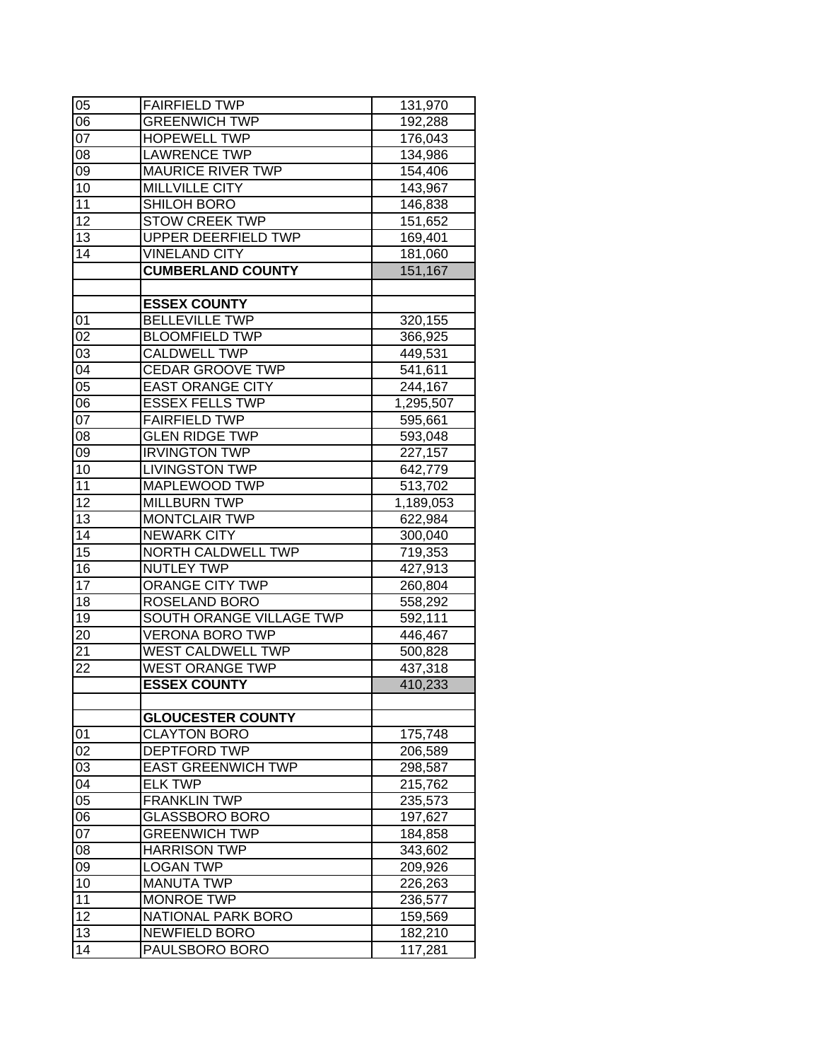| | | |
|---|---|---|
| 05 | FAIRFIELD TWP | 131,970 |
| 06 | GREENWICH TWP | 192,288 |
| 07 | HOPEWELL TWP | 176,043 |
| 08 | LAWRENCE TWP | 134,986 |
| 09 | MAURICE RIVER TWP | 154,406 |
| 10 | MILLVILLE CITY | 143,967 |
| 11 | SHILOH BORO | 146,838 |
| 12 | STOW CREEK TWP | 151,652 |
| 13 | UPPER DEERFIELD TWP | 169,401 |
| 14 | VINELAND CITY | 181,060 |
| | **CUMBERLAND COUNTY** | 151,167 |
| | | |
| | **ESSEX COUNTY** | |
| 01 | BELLEVILLE TWP | 320,155 |
| 02 | BLOOMFIELD TWP | 366,925 |
| 03 | CALDWELL TWP | 449,531 |
| 04 | CEDAR GROOVE TWP | 541,611 |
| 05 | EAST ORANGE CITY | 244,167 |
| 06 | ESSEX FELLS TWP | 1,295,507 |
| 07 | FAIRFIELD TWP | 595,661 |
| 08 | GLEN RIDGE TWP | 593,048 |
| 09 | IRVINGTON TWP | 227,157 |
| 10 | LIVINGSTON TWP | 642,779 |
| 11 | MAPLEWOOD TWP | 513,702 |
| 12 | MILLBURN TWP | 1,189,053 |
| 13 | MONTCLAIR TWP | 622,984 |
| 14 | NEWARK CITY | 300,040 |
| 15 | NORTH CALDWELL TWP | 719,353 |
| 16 | NUTLEY TWP | 427,913 |
| 17 | ORANGE CITY TWP | 260,804 |
| 18 | ROSELAND BORO | 558,292 |
| 19 | SOUTH ORANGE VILLAGE TWP | 592,111 |
| 20 | VERONA BORO TWP | 446,467 |
| 21 | WEST CALDWELL TWP | 500,828 |
| 22 | WEST ORANGE TWP | 437,318 |
| | **ESSEX COUNTY** | 410,233 |
| | | |
| | **GLOUCESTER COUNTY** | |
| 01 | CLAYTON BORO | 175,748 |
| 02 | DEPTFORD TWP | 206,589 |
| 03 | EAST GREENWICH TWP | 298,587 |
| 04 | ELK TWP | 215,762 |
| 05 | FRANKLIN TWP | 235,573 |
| 06 | GLASSBORO BORO | 197,627 |
| 07 | GREENWICH TWP | 184,858 |
| 08 | HARRISON TWP | 343,602 |
| 09 | LOGAN TWP | 209,926 |
| 10 | MANUTA TWP | 226,263 |
| 11 | MONROE TWP | 236,577 |
| 12 | NATIONAL PARK BORO | 159,569 |
| 13 | NEWFIELD BORO | 182,210 |
| 14 | PAULSBORO BORO | 117,281 |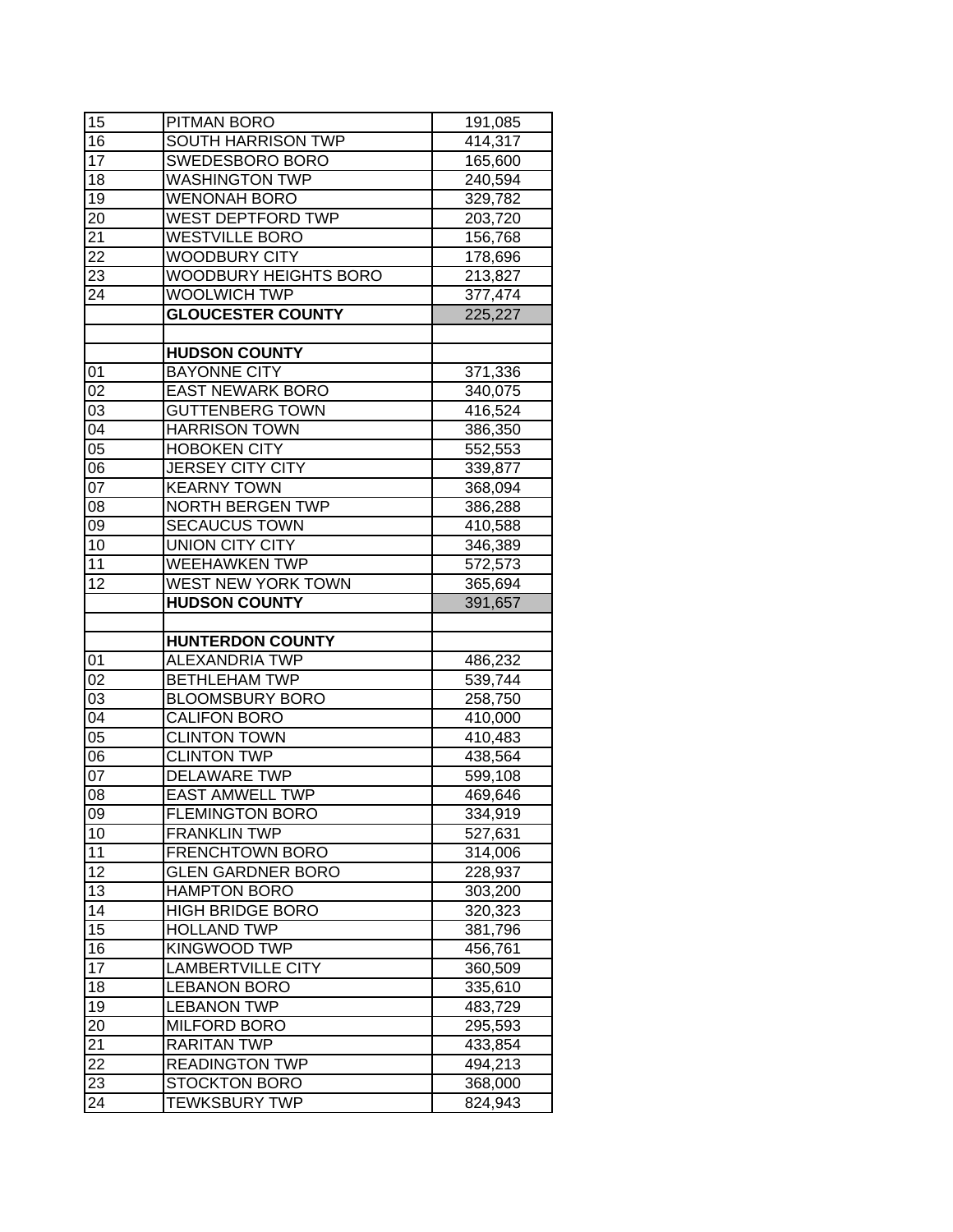| | | |
|---|---|---|
| 15 | PITMAN BORO | 191,085 |
| 16 | SOUTH HARRISON TWP | 414,317 |
| 17 | SWEDESBORO BORO | 165,600 |
| 18 | WASHINGTON TWP | 240,594 |
| 19 | WENONAH BORO | 329,782 |
| 20 | WEST DEPTFORD TWP | 203,720 |
| 21 | WESTVILLE BORO | 156,768 |
| 22 | WOODBURY CITY | 178,696 |
| 23 | WOODBURY HEIGHTS BORO | 213,827 |
| 24 | WOOLWICH TWP | 377,474 |
| | **GLOUCESTER COUNTY** | 225,227 |
| | | |
| | **HUDSON COUNTY** | |
| 01 | BAYONNE CITY | 371,336 |
| 02 | EAST NEWARK BORO | 340,075 |
| 03 | GUTTENBERG TOWN | 416,524 |
| 04 | HARRISON TOWN | 386,350 |
| 05 | HOBOKEN CITY | 552,553 |
| 06 | JERSEY CITY CITY | 339,877 |
| 07 | KEARNY TOWN | 368,094 |
| 08 | NORTH BERGEN TWP | 386,288 |
| 09 | SECAUCUS TOWN | 410,588 |
| 10 | UNION CITY CITY | 346,389 |
| 11 | WEEHAWKEN TWP | 572,573 |
| 12 | WEST NEW YORK TOWN | 365,694 |
| | **HUDSON COUNTY** | 391,657 |
| | | |
| | **HUNTERDON COUNTY** | |
| 01 | ALEXANDRIA TWP | 486,232 |
| 02 | BETHLEHAM TWP | 539,744 |
| 03 | BLOOMSBURY BORO | 258,750 |
| 04 | CALIFON BORO | 410,000 |
| 05 | CLINTON TOWN | 410,483 |
| 06 | CLINTON TWP | 438,564 |
| 07 | DELAWARE TWP | 599,108 |
| 08 | EAST AMWELL TWP | 469,646 |
| 09 | FLEMINGTON BORO | 334,919 |
| 10 | FRANKLIN TWP | 527,631 |
| 11 | FRENCHTOWN BORO | 314,006 |
| 12 | GLEN GARDNER BORO | 228,937 |
| 13 | HAMPTON BORO | 303,200 |
| 14 | HIGH BRIDGE BORO | 320,323 |
| 15 | HOLLAND TWP | 381,796 |
| 16 | KINGWOOD TWP | 456,761 |
| 17 | LAMBERTVILLE CITY | 360,509 |
| 18 | LEBANON BORO | 335,610 |
| 19 | LEBANON TWP | 483,729 |
| 20 | MILFORD BORO | 295,593 |
| 21 | RARITAN TWP | 433,854 |
| 22 | READINGTON TWP | 494,213 |
| 23 | STOCKTON BORO | 368,000 |
| 24 | TEWKSBURY TWP | 824,943 |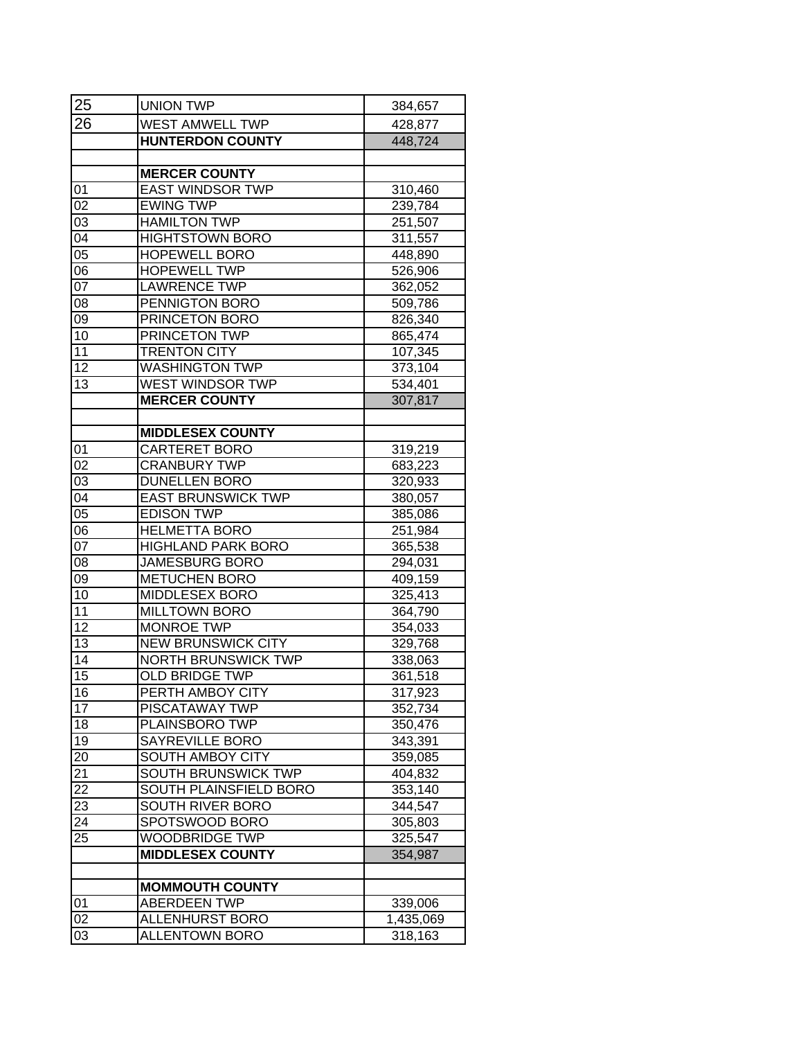| | | |
|---|---|---|
| 25 | UNION TWP | 384,657 |
| 26 | WEST AMWELL TWP | 428,877 |
| | **HUNTERDON COUNTY** | 448,724 |
| | | |
| | **MERCER COUNTY** | |
| 01 | EAST WINDSOR TWP | 310,460 |
| 02 | EWING TWP | 239,784 |
| 03 | HAMILTON TWP | 251,507 |
| 04 | HIGHTSTOWN BORO | 311,557 |
| 05 | HOPEWELL BORO | 448,890 |
| 06 | HOPEWELL TWP | 526,906 |
| 07 | LAWRENCE TWP | 362,052 |
| 08 | PENNIGTON BORO | 509,786 |
| 09 | PRINCETON BORO | 826,340 |
| 10 | PRINCETON TWP | 865,474 |
| 11 | TRENTON CITY | 107,345 |
| 12 | WASHINGTON TWP | 373,104 |
| 13 | WEST WINDSOR TWP | 534,401 |
| | **MERCER COUNTY** | 307,817 |
| | | |
| | **MIDDLESEX COUNTY** | |
| 01 | CARTERET BORO | 319,219 |
| 02 | CRANBURY TWP | 683,223 |
| 03 | DUNELLEN BORO | 320,933 |
| 04 | EAST BRUNSWICK TWP | 380,057 |
| 05 | EDISON TWP | 385,086 |
| 06 | HELMETTA BORO | 251,984 |
| 07 | HIGHLAND PARK BORO | 365,538 |
| 08 | JAMESBURG BORO | 294,031 |
| 09 | METUCHEN BORO | 409,159 |
| 10 | MIDDLESEX BORO | 325,413 |
| 11 | MILLTOWN BORO | 364,790 |
| 12 | MONROE TWP | 354,033 |
| 13 | NEW BRUNSWICK CITY | 329,768 |
| 14 | NORTH BRUNSWICK TWP | 338,063 |
| 15 | OLD BRIDGE TWP | 361,518 |
| 16 | PERTH AMBOY CITY | 317,923 |
| 17 | PISCATAWAY TWP | 352,734 |
| 18 | PLAINSBORO TWP | 350,476 |
| 19 | SAYREVILLE BORO | 343,391 |
| 20 | SOUTH AMBOY CITY | 359,085 |
| 21 | SOUTH BRUNSWICK TWP | 404,832 |
| 22 | SOUTH PLAINSFIELD BORO | 353,140 |
| 23 | SOUTH RIVER BORO | 344,547 |
| 24 | SPOTSWOOD BORO | 305,803 |
| 25 | WOODBRIDGE TWP | 325,547 |
| | **MIDDLESEX COUNTY** | 354,987 |
| | | |
| | **MOMMOUTH COUNTY** | |
| 01 | ABERDEEN TWP | 339,006 |
| 02 | ALLENHURST BORO | 1,435,069 |
| 03 | ALLENTOWN BORO | 318,163 |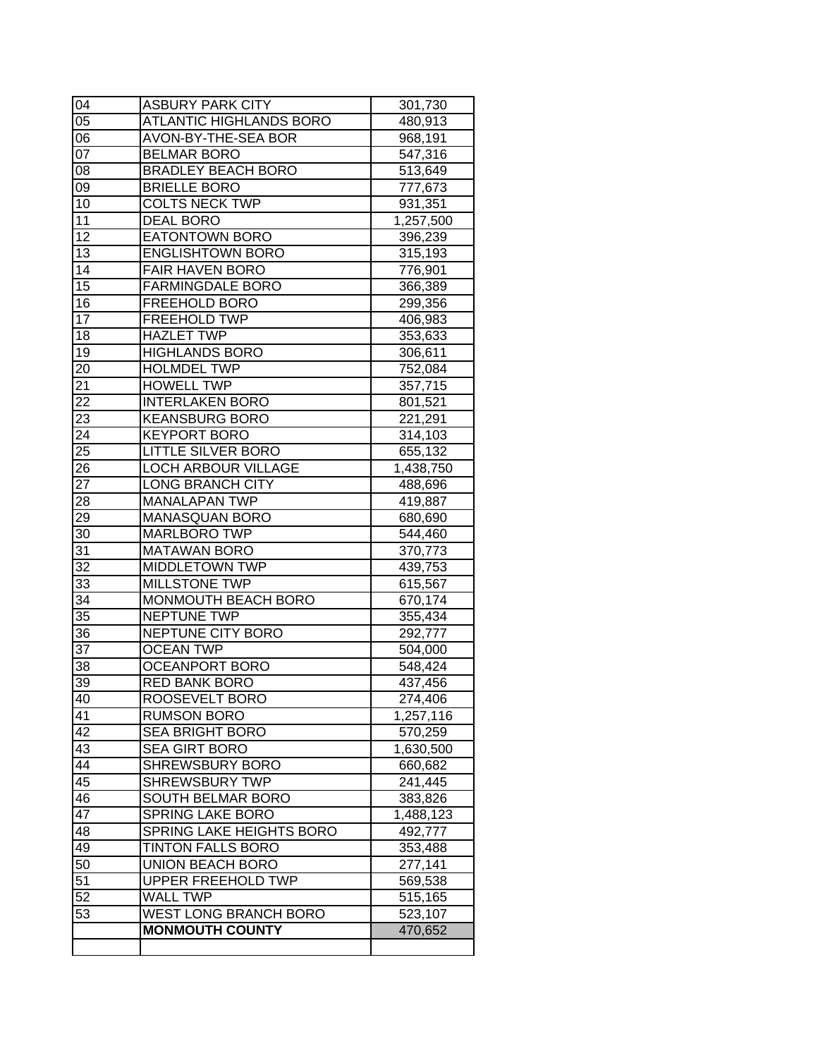| 04 | ASBURY PARK CITY | 301,730 |
|---|---|---|
| 05 | ATLANTIC HIGHLANDS BORO | 480,913 |
| 06 | AVON-BY-THE-SEA BOR | 968,191 |
| 07 | BELMAR BORO | 547,316 |
| 08 | BRADLEY BEACH BORO | 513,649 |
| 09 | BRIELLE BORO | 777,673 |
| 10 | COLTS NECK TWP | 931,351 |
| 11 | DEAL BORO | 1,257,500 |
| 12 | EATONTOWN BORO | 396,239 |
| 13 | ENGLISHTOWN BORO | 315,193 |
| 14 | FAIR HAVEN BORO | 776,901 |
| 15 | FARMINGDALE BORO | 366,389 |
| 16 | FREEHOLD BORO | 299,356 |
| 17 | FREEHOLD TWP | 406,983 |
| 18 | HAZLET TWP | 353,633 |
| 19 | HIGHLANDS BORO | 306,611 |
| 20 | HOLMDEL TWP | 752,084 |
| 21 | HOWELL TWP | 357,715 |
| 22 | INTERLAKEN BORO | 801,521 |
| 23 | KEANSBURG BORO | 221,291 |
| 24 | KEYPORT BORO | 314,103 |
| 25 | LITTLE SILVER BORO | 655,132 |
| 26 | LOCH ARBOUR VILLAGE | 1,438,750 |
| 27 | LONG BRANCH CITY | 488,696 |
| 28 | MANALAPAN TWP | 419,887 |
| 29 | MANASQUAN BORO | 680,690 |
| 30 | MARLBORO TWP | 544,460 |
| 31 | MATAWAN BORO | 370,773 |
| 32 | MIDDLETOWN TWP | 439,753 |
| 33 | MILLSTONE TWP | 615,567 |
| 34 | MONMOUTH BEACH BORO | 670,174 |
| 35 | NEPTUNE TWP | 355,434 |
| 36 | NEPTUNE CITY BORO | 292,777 |
| 37 | OCEAN TWP | 504,000 |
| 38 | OCEANPORT BORO | 548,424 |
| 39 | RED BANK BORO | 437,456 |
| 40 | ROOSEVELT BORO | 274,406 |
| 41 | RUMSON BORO | 1,257,116 |
| 42 | SEA BRIGHT BORO | 570,259 |
| 43 | SEA GIRT BORO | 1,630,500 |
| 44 | SHREWSBURY BORO | 660,682 |
| 45 | SHREWSBURY TWP | 241,445 |
| 46 | SOUTH BELMAR BORO | 383,826 |
| 47 | SPRING LAKE BORO | 1,488,123 |
| 48 | SPRING LAKE HEIGHTS BORO | 492,777 |
| 49 | TINTON FALLS BORO | 353,488 |
| 50 | UNION BEACH BORO | 277,141 |
| 51 | UPPER FREEHOLD TWP | 569,538 |
| 52 | WALL TWP | 515,165 |
| 53 | WEST LONG BRANCH BORO | 523,107 |
| | **MONMOUTH COUNTY** | 470,652 |
| | | |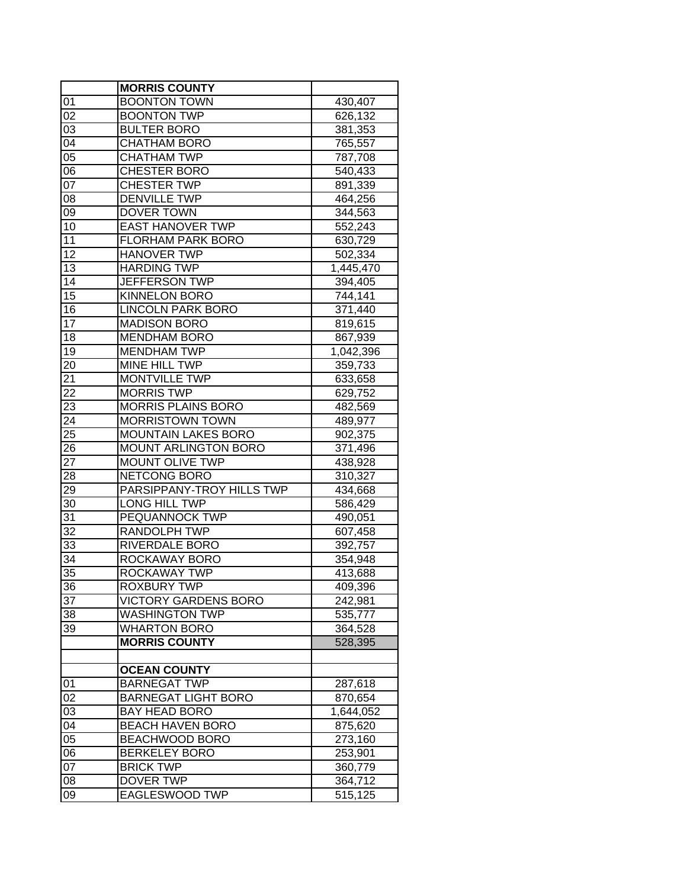| | **MORRIS COUNTY** | |
|---|---|---|
| 01 | BOONTON TOWN | 430,407 |
| 02 | BOONTON TWP | 626,132 |
| 03 | BULTER BORO | 381,353 |
| 04 | CHATHAM BORO | 765,557 |
| 05 | CHATHAM TWP | 787,708 |
| 06 | CHESTER BORO | 540,433 |
| 07 | CHESTER TWP | 891,339 |
| 08 | DENVILLE TWP | 464,256 |
| 09 | DOVER TOWN | 344,563 |
| 10 | EAST HANOVER TWP | 552,243 |
| 11 | FLORHAM PARK BORO | 630,729 |
| 12 | HANOVER TWP | 502,334 |
| 13 | HARDING TWP | 1,445,470 |
| 14 | JEFFERSON TWP | 394,405 |
| 15 | KINNELON BORO | 744,141 |
| 16 | LINCOLN PARK BORO | 371,440 |
| 17 | MADISON BORO | 819,615 |
| 18 | MENDHAM BORO | 867,939 |
| 19 | MENDHAM TWP | 1,042,396 |
| 20 | MINE HILL TWP | 359,733 |
| 21 | MONTVILLE TWP | 633,658 |
| 22 | MORRIS TWP | 629,752 |
| 23 | MORRIS PLAINS BORO | 482,569 |
| 24 | MORRISTOWN TOWN | 489,977 |
| 25 | MOUNTAIN LAKES BORO | 902,375 |
| 26 | MOUNT ARLINGTON BORO | 371,496 |
| 27 | MOUNT OLIVE TWP | 438,928 |
| 28 | NETCONG BORO | 310,327 |
| 29 | PARSIPPANY-TROY HILLS TWP | 434,668 |
| 30 | LONG HILL TWP | 586,429 |
| 31 | PEQUANNOCK TWP | 490,051 |
| 32 | RANDOLPH TWP | 607,458 |
| 33 | RIVERDALE BORO | 392,757 |
| 34 | ROCKAWAY BORO | 354,948 |
| 35 | ROCKAWAY TWP | 413,688 |
| 36 | ROXBURY TWP | 409,396 |
| 37 | VICTORY GARDENS BORO | 242,981 |
| 38 | WASHINGTON TWP | 535,777 |
| 39 | WHARTON BORO | 364,528 |
| | **MORRIS COUNTY** | 528,395 |
| | | |
| | **OCEAN COUNTY** | |
| 01 | BARNEGAT TWP | 287,618 |
| 02 | BARNEGAT LIGHT BORO | 870,654 |
| 03 | BAY HEAD BORO | 1,644,052 |
| 04 | BEACH HAVEN BORO | 875,620 |
| 05 | BEACHWOOD BORO | 273,160 |
| 06 | BERKELEY BORO | 253,901 |
| 07 | BRICK TWP | 360,779 |
| 08 | DOVER TWP | 364,712 |
| 09 | EAGLESWOOD TWP | 515,125 |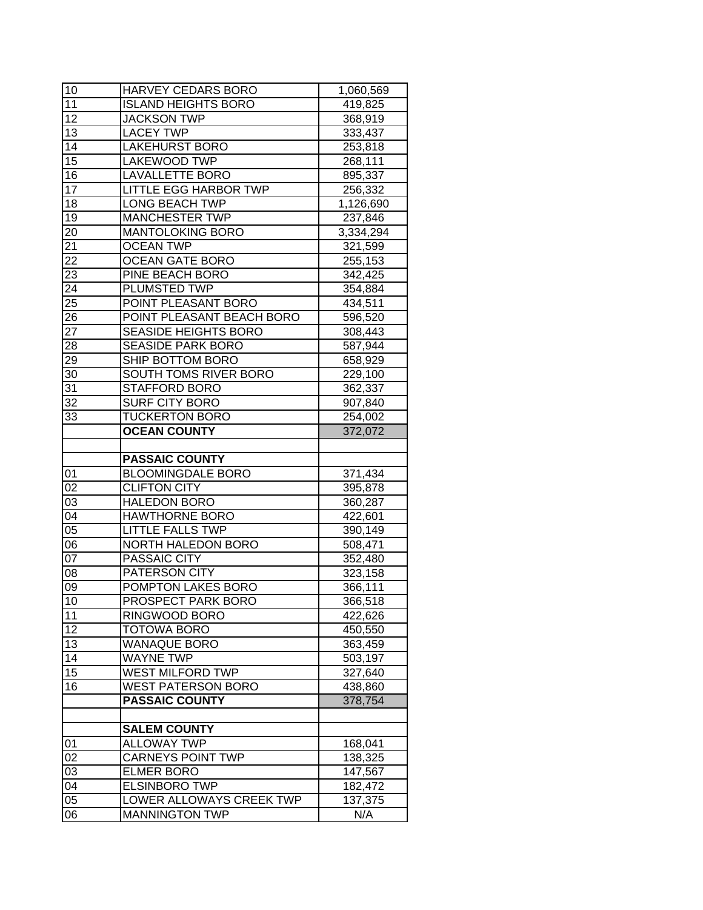| | | |
|---|---|---|
| 10 | HARVEY CEDARS BORO | 1,060,569 |
| 11 | ISLAND HEIGHTS BORO | 419,825 |
| 12 | JACKSON TWP | 368,919 |
| 13 | LACEY TWP | 333,437 |
| 14 | LAKEHURST BORO | 253,818 |
| 15 | LAKEWOOD TWP | 268,111 |
| 16 | LAVALLETTE BORO | 895,337 |
| 17 | LITTLE EGG HARBOR TWP | 256,332 |
| 18 | LONG BEACH TWP | 1,126,690 |
| 19 | MANCHESTER TWP | 237,846 |
| 20 | MANTOLOKING BORO | 3,334,294 |
| 21 | OCEAN TWP | 321,599 |
| 22 | OCEAN GATE BORO | 255,153 |
| 23 | PINE BEACH BORO | 342,425 |
| 24 | PLUMSTED TWP | 354,884 |
| 25 | POINT PLEASANT BORO | 434,511 |
| 26 | POINT PLEASANT BEACH BORO | 596,520 |
| 27 | SEASIDE HEIGHTS BORO | 308,443 |
| 28 | SEASIDE PARK BORO | 587,944 |
| 29 | SHIP BOTTOM BORO | 658,929 |
| 30 | SOUTH TOMS RIVER BORO | 229,100 |
| 31 | STAFFORD BORO | 362,337 |
| 32 | SURF CITY BORO | 907,840 |
| 33 | TUCKERTON BORO | 254,002 |
| | **OCEAN COUNTY** | 372,072 |
| | | |
| | **PASSAIC COUNTY** | |
| 01 | BLOOMINGDALE BORO | 371,434 |
| 02 | CLIFTON CITY | 395,878 |
| 03 | HALEDON BORO | 360,287 |
| 04 | HAWTHORNE BORO | 422,601 |
| 05 | LITTLE FALLS TWP | 390,149 |
| 06 | NORTH HALEDON BORO | 508,471 |
| 07 | PASSAIC CITY | 352,480 |
| 08 | PATERSON CITY | 323,158 |
| 09 | POMPTON LAKES BORO | 366,111 |
| 10 | PROSPECT PARK BORO | 366,518 |
| 11 | RINGWOOD BORO | 422,626 |
| 12 | TOTOWA BORO | 450,550 |
| 13 | WANAQUE BORO | 363,459 |
| 14 | WAYNE TWP | 503,197 |
| 15 | WEST MILFORD TWP | 327,640 |
| 16 | WEST PATERSON BORO | 438,860 |
| | **PASSAIC COUNTY** | 378,754 |
| | | |
| | **SALEM COUNTY** | |
| 01 | ALLOWAY TWP | 168,041 |
| 02 | CARNEYS POINT TWP | 138,325 |
| 03 | ELMER BORO | 147,567 |
| 04 | ELSINBORO TWP | 182,472 |
| 05 | LOWER ALLOWAYS CREEK TWP | 137,375 |
| 06 | MANNINGTON TWP | N/A |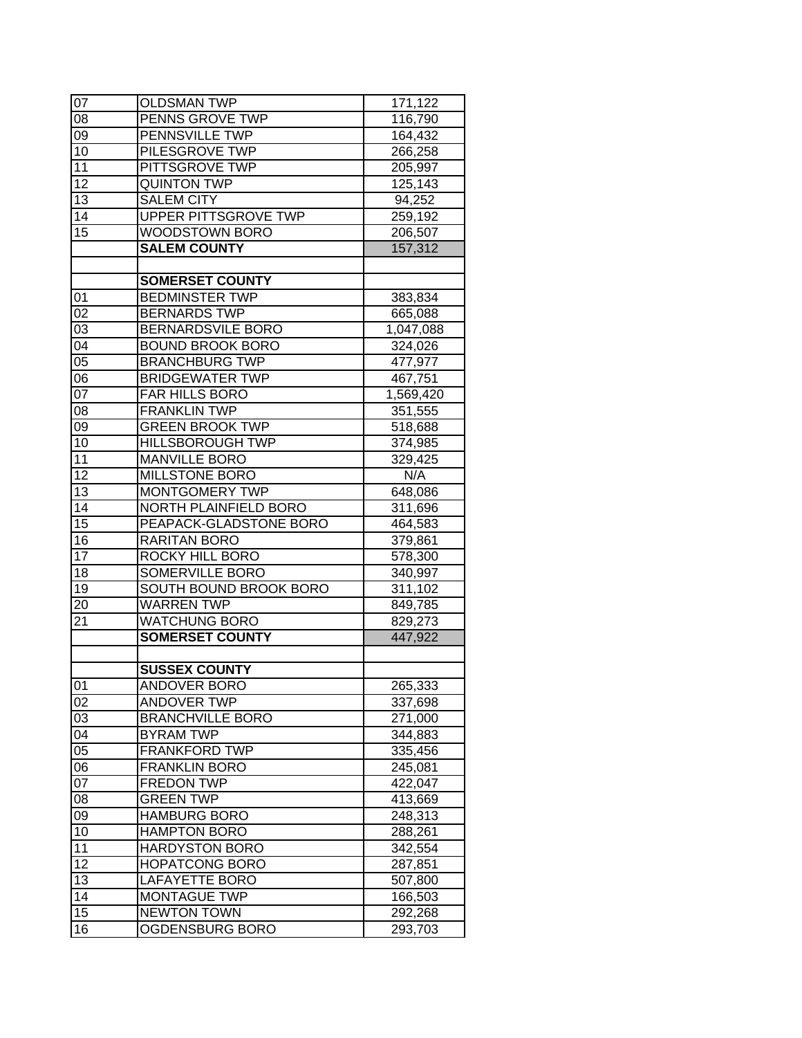| | | |
|---|---|---|
| 07 | OLDSMAN TWP | 171,122 |
| 08 | PENNS GROVE TWP | 116,790 |
| 09 | PENNSVILLE TWP | 164,432 |
| 10 | PILESGROVE TWP | 266,258 |
| 11 | PITTSGROVE TWP | 205,997 |
| 12 | QUINTON TWP | 125,143 |
| 13 | SALEM CITY | 94,252 |
| 14 | UPPER PITTSGROVE TWP | 259,192 |
| 15 | WOODSTOWN BORO | 206,507 |
| | **SALEM COUNTY** | 157,312 |
| | | |
| | **SOMERSET COUNTY** | |
| 01 | BEDMINSTER TWP | 383,834 |
| 02 | BERNARDS TWP | 665,088 |
| 03 | BERNARDSVILE BORO | 1,047,088 |
| 04 | BOUND BROOK BORO | 324,026 |
| 05 | BRANCHBURG TWP | 477,977 |
| 06 | BRIDGEWATER TWP | 467,751 |
| 07 | FAR HILLS BORO | 1,569,420 |
| 08 | FRANKLIN TWP | 351,555 |
| 09 | GREEN BROOK TWP | 518,688 |
| 10 | HILLSBOROUGH TWP | 374,985 |
| 11 | MANVILLE BORO | 329,425 |
| 12 | MILLSTONE BORO | N/A |
| 13 | MONTGOMERY TWP | 648,086 |
| 14 | NORTH PLAINFIELD BORO | 311,696 |
| 15 | PEAPACK-GLADSTONE BORO | 464,583 |
| 16 | RARITAN BORO | 379,861 |
| 17 | ROCKY HILL BORO | 578,300 |
| 18 | SOMERVILLE BORO | 340,997 |
| 19 | SOUTH BOUND BROOK BORO | 311,102 |
| 20 | WARREN TWP | 849,785 |
| 21 | WATCHUNG BORO | 829,273 |
| | **SOMERSET COUNTY** | 447,922 |
| | | |
| | **SUSSEX COUNTY** | |
| 01 | ANDOVER BORO | 265,333 |
| 02 | ANDOVER TWP | 337,698 |
| 03 | BRANCHVILLE BORO | 271,000 |
| 04 | BYRAM TWP | 344,883 |
| 05 | FRANKFORD TWP | 335,456 |
| 06 | FRANKLIN BORO | 245,081 |
| 07 | FREDON TWP | 422,047 |
| 08 | GREEN TWP | 413,669 |
| 09 | HAMBURG BORO | 248,313 |
| 10 | HAMPTON BORO | 288,261 |
| 11 | HARDYSTON BORO | 342,554 |
| 12 | HOPATCONG BORO | 287,851 |
| 13 | LAFAYETTE BORO | 507,800 |
| 14 | MONTAGUE TWP | 166,503 |
| 15 | NEWTON TOWN | 292,268 |
| 16 | OGDENSBURG BORO | 293,703 |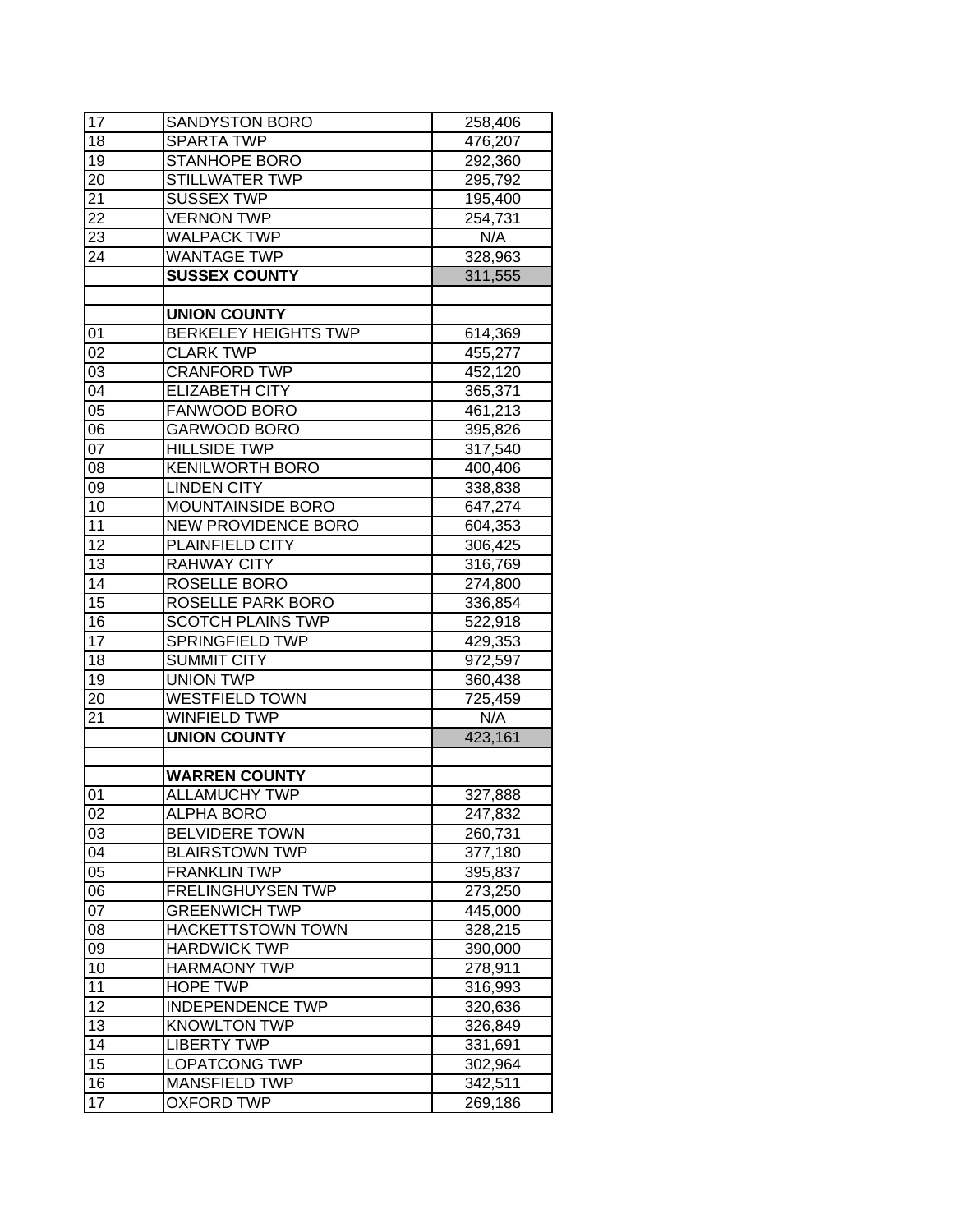| | | |
|---|---|---|
| 17 | SANDYSTON BORO | 258,406 |
| 18 | SPARTA TWP | 476,207 |
| 19 | STANHOPE BORO | 292,360 |
| 20 | STILLWATER TWP | 295,792 |
| 21 | SUSSEX TWP | 195,400 |
| 22 | VERNON TWP | 254,731 |
| 23 | WALPACK TWP | N/A |
| 24 | WANTAGE TWP | 328,963 |
| | **SUSSEX COUNTY** | 311,555 |
| | | |
| | **UNION COUNTY** | |
| 01 | BERKELEY HEIGHTS TWP | 614,369 |
| 02 | CLARK TWP | 455,277 |
| 03 | CRANFORD TWP | 452,120 |
| 04 | ELIZABETH CITY | 365,371 |
| 05 | FANWOOD BORO | 461,213 |
| 06 | GARWOOD BORO | 395,826 |
| 07 | HILLSIDE TWP | 317,540 |
| 08 | KENILWORTH BORO | 400,406 |
| 09 | LINDEN CITY | 338,838 |
| 10 | MOUNTAINSIDE BORO | 647,274 |
| 11 | NEW PROVIDENCE BORO | 604,353 |
| 12 | PLAINFIELD CITY | 306,425 |
| 13 | RAHWAY CITY | 316,769 |
| 14 | ROSELLE BORO | 274,800 |
| 15 | ROSELLE PARK BORO | 336,854 |
| 16 | SCOTCH PLAINS TWP | 522,918 |
| 17 | SPRINGFIELD TWP | 429,353 |
| 18 | SUMMIT CITY | 972,597 |
| 19 | UNION TWP | 360,438 |
| 20 | WESTFIELD TOWN | 725,459 |
| 21 | WINFIELD TWP | N/A |
| | **UNION COUNTY** | 423,161 |
| | | |
| | **WARREN COUNTY** | |
| 01 | ALLAMUCHY TWP | 327,888 |
| 02 | ALPHA BORO | 247,832 |
| 03 | BELVIDERE TOWN | 260,731 |
| 04 | BLAIRSTOWN TWP | 377,180 |
| 05 | FRANKLIN TWP | 395,837 |
| 06 | FRELINGHUYSEN TWP | 273,250 |
| 07 | GREENWICH TWP | 445,000 |
| 08 | HACKETTSTOWN TOWN | 328,215 |
| 09 | HARDWICK TWP | 390,000 |
| 10 | HARMAONY TWP | 278,911 |
| 11 | HOPE TWP | 316,993 |
| 12 | INDEPENDENCE TWP | 320,636 |
| 13 | KNOWLTON TWP | 326,849 |
| 14 | LIBERTY TWP | 331,691 |
| 15 | LOPATCONG TWP | 302,964 |
| 16 | MANSFIELD TWP | 342,511 |
| 17 | OXFORD TWP | 269,186 |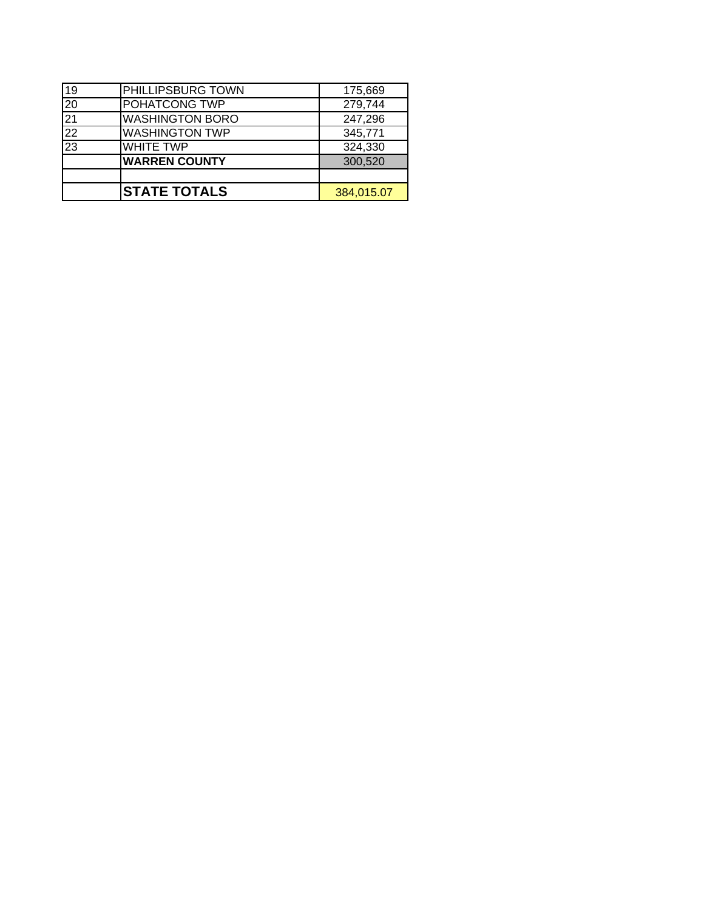| | | |
|---|---|---|
| 19 | PHILLIPSBURG TOWN | 175,669 |
| 20 | POHATCONG TWP | 279,744 |
| 21 | WASHINGTON BORO | 247,296 |
| 22 | WASHINGTON TWP | 345,771 |
| 23 | WHITE TWP | 324,330 |
| | **WARREN COUNTY** | 300,520 |
| | | |
| | **STATE TOTALS** | 384,015.07 |